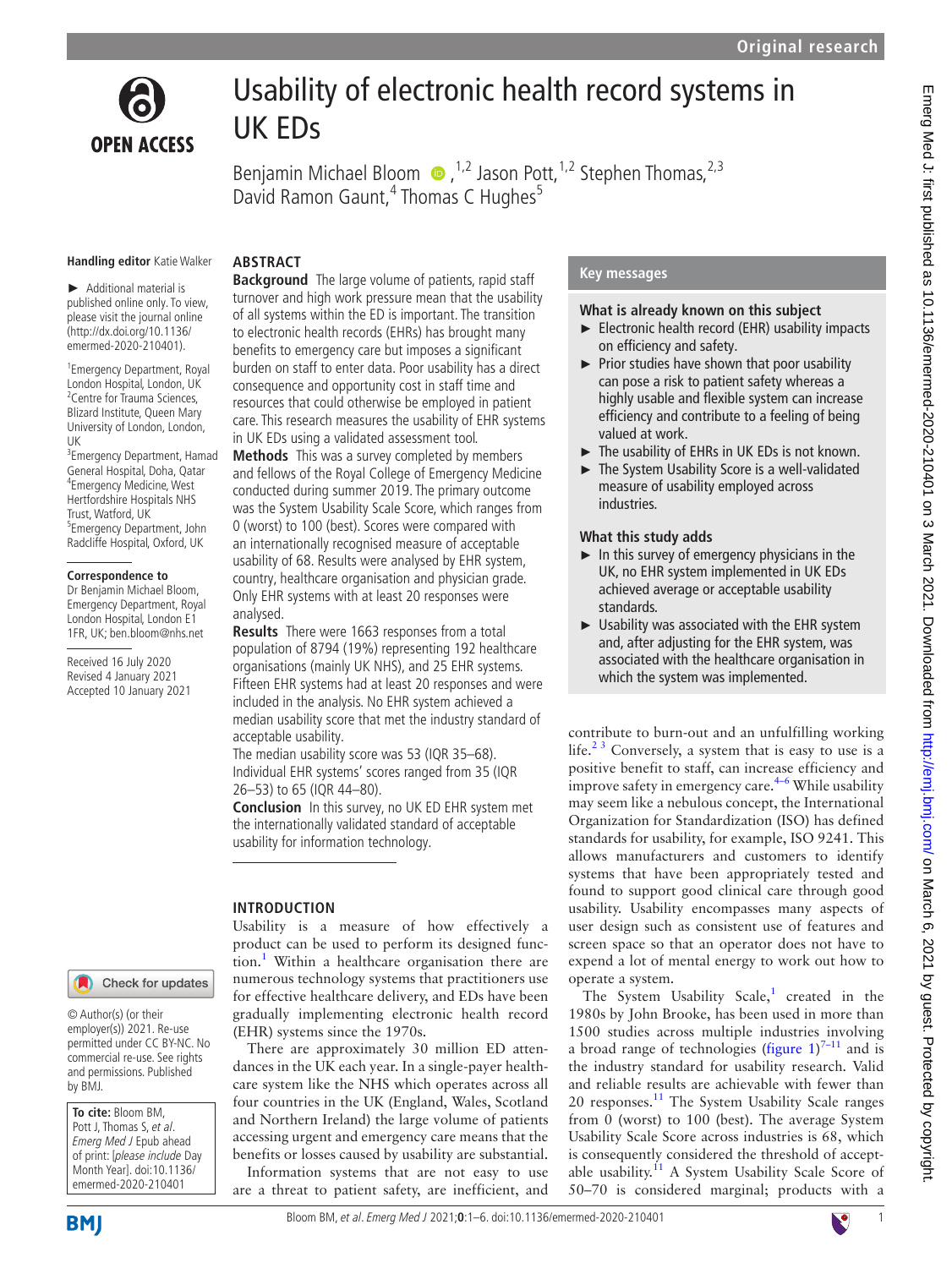# Usability of electronic health record systems in UK EDs

Benjamin Michael Bloom,[1,2] Jason Pott,[1,2] Stephen Thomas,[2,3] David Ramon Gaunt,[4] Thomas C Hughes[5]

**Handling editor** Katie Walker

► Additional material is published online only. To view, please visit the journal online (http://dx.doi.org/10.1136/emermed-2020-210401).

[1]Emergency Department, Royal London Hospital, London, UK
[2]Centre for Trauma Sciences, Blizard Institute, Queen Mary University of London, London, UK
[3]Emergency Department, Hamad General Hospital, Doha, Qatar
[4]Emergency Medicine, West Hertfordshire Hospitals NHS Trust, Watford, UK
[5]Emergency Department, John Radcliffe Hospital, Oxford, UK

**Correspondence to**
Dr Benjamin Michael Bloom, Emergency Department, Royal London Hospital, London E1 1FR, UK; ben.bloom@nhs.net

Received 16 July 2020
Revised 4 January 2021
Accepted 10 January 2021

© Author(s) (or their employer(s)) 2021. Re-use permitted under CC BY-NC. No commercial re-use. See rights and permissions. Published by BMJ.

**To cite:** Bloom BM, Pott J, Thomas S, *et al*. *Emerg Med J* Epub ahead of print: [*please include* Day Month Year]. doi:10.1136/emermed-2020-210401

## ABSTRACT

**Background** The large volume of patients, rapid staff turnover and high work pressure mean that the usability of all systems within the ED is important. The transition to electronic health records (EHRs) has brought many benefits to emergency care but imposes a significant burden on staff to enter data. Poor usability has a direct consequence and opportunity cost in staff time and resources that could otherwise be employed in patient care. This research measures the usability of EHR systems in UK EDs using a validated assessment tool.

**Methods** This was a survey completed by members and fellows of the Royal College of Emergency Medicine conducted during summer 2019. The primary outcome was the System Usability Scale Score, which ranges from 0 (worst) to 100 (best). Scores were compared with an internationally recognised measure of acceptable usability of 68. Results were analysed by EHR system, country, healthcare organisation and physician grade. Only EHR systems with at least 20 responses were analysed.

**Results** There were 1663 responses from a total population of 8794 (19%) representing 192 healthcare organisations (mainly UK NHS), and 25 EHR systems. Fifteen EHR systems had at least 20 responses and were included in the analysis. No EHR system achieved a median usability score that met the industry standard of acceptable usability.

The median usability score was 53 (IQR 35–68). Individual EHR systems' scores ranged from 35 (IQR 26–53) to 65 (IQR 44–80).

**Conclusion** In this survey, no UK ED EHR system met the internationally validated standard of acceptable usability for information technology.

## Key messages

### What is already known on this subject

- Electronic health record (EHR) usability impacts on efficiency and safety.
- Prior studies have shown that poor usability can pose a risk to patient safety whereas a highly usable and flexible system can increase efficiency and contribute to a feeling of being valued at work.
- The usability of EHRs in UK EDs is not known.
- The System Usability Score is a well-validated measure of usability employed across industries.

### What this study adds

- In this survey of emergency physicians in the UK, no EHR system implemented in UK EDs achieved average or acceptable usability standards.
- Usability was associated with the EHR system and, after adjusting for the EHR system, was associated with the healthcare organisation in which the system was implemented.

## INTRODUCTION

Usability is a measure of how effectively a product can be used to perform its designed function.[1] Within a healthcare organisation there are numerous technology systems that practitioners use for effective healthcare delivery, and EDs have been gradually implementing electronic health record (EHR) systems since the 1970s.

There are approximately 30 million ED attendances in the UK each year. In a single-payer healthcare system like the NHS which operates across all four countries in the UK (England, Wales, Scotland and Northern Ireland) the large volume of patients accessing urgent and emergency care means that the benefits or losses caused by usability are substantial.

Information systems that are not easy to use are a threat to patient safety, are inefficient, and contribute to burn-out and an unfulfilling working life.[2,3] Conversely, a system that is easy to use is a positive benefit to staff, can increase efficiency and improve safety in emergency care.[4–6] While usability may seem like a nebulous concept, the International Organization for Standardization (ISO) has defined standards for usability, for example, ISO 9241. This allows manufacturers and customers to identify systems that have been appropriately tested and found to support good clinical care through good usability. Usability encompasses many aspects of user design such as consistent use of features and screen space so that an operator does not have to expend a lot of mental energy to work out how to operate a system.

The System Usability Scale,[1] created in the 1980s by John Brooke, has been used in more than 1500 studies across multiple industries involving a broad range of technologies (figure 1)[7–11] and is the industry standard for usability research. Valid and reliable results are achievable with fewer than 20 responses.[11] The System Usability Scale ranges from 0 (worst) to 100 (best). The average System Usability Scale Score across industries is 68, which is consequently considered the threshold of acceptable usability.[11] A System Usability Scale Score of 50–70 is considered marginal; products with a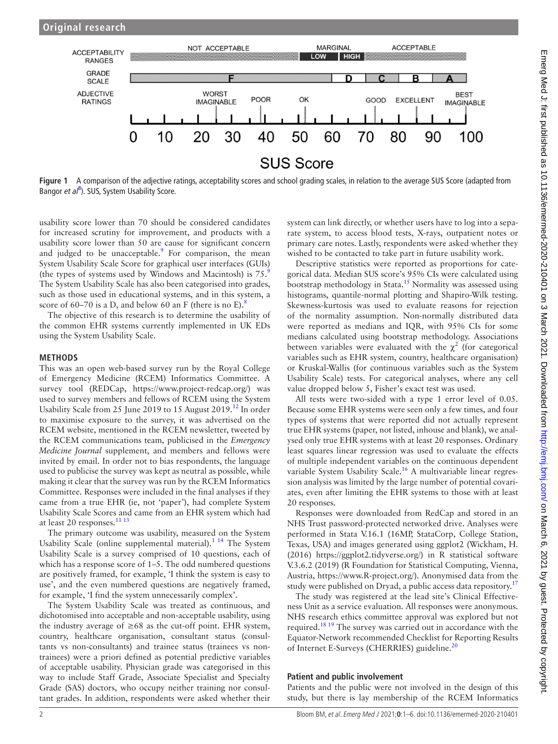Figure 1 A comparison of the adjective ratings, acceptability scores and school grading scales, in relation to the average SUS Score (adapted from Bangor *et al*[8]). SUS, System Usability Score.

usability score lower than 70 should be considered candidates for increased scrutiny for improvement, and products with a usability score lower than 50 are cause for significant concern and judged to be unacceptable.[9] For comparison, the mean System Usability Scale Score for graphical user interfaces (GUIs) (the types of systems used by Windows and Macintosh) is 75.[9] The System Usability Scale has also been categorised into grades, such as those used in educational systems, and in this system, a score of 60–70 is a D, and below 60 an F (there is no E).[8]

The objective of this research is to determine the usability of the common EHR systems currently implemented in UK EDs using the System Usability Scale.

## METHODS

This was an open web-based survey run by the Royal College of Emergency Medicine (RCEM) Informatics Committee. A survey tool (REDCap, https://www.project-redcap.org/) was used to survey members and fellows of RCEM using the System Usability Scale from 25 June 2019 to 15 August 2019.[12] In order to maximise exposure to the survey, it was advertised on the RCEM website, mentioned in the RCEM newsletter, tweeted by the RCEM communications team, publicised in the *Emergency Medicine Journal* supplement, and members and fellows were invited by email. In order not to bias respondents, the language used to publicise the survey was kept as neutral as possible, while making it clear that the survey was run by the RCEM Informatics Committee. Responses were included in the final analyses if they came from a true EHR (ie, not 'paper'), had complete System Usability Scale Scores and came from an EHR system which had at least 20 responses.[11,13]

The primary outcome was usability, measured on the System Usability Scale (online supplemental material).[1,14] The System Usability Scale is a survey comprised of 10 questions, each of which has a response score of 1–5. The odd numbered questions are positively framed, for example, 'I think the system is easy to use', and the even numbered questions are negatively framed, for example, 'I find the system unnecessarily complex'.

The System Usability Scale was treated as continuous, and dichotomised into acceptable and non-acceptable usability, using the industry average of ≥68 as the cut-off point. EHR system, country, healthcare organisation, consultant status (consultants vs non-consultants) and trainee status (trainees vs non-trainees) were a priori defined as potential predictive variables of acceptable usability. Physician grade was categorised in this way to include Staff Grade, Associate Specialist and Specialty Grade (SAS) doctors, who occupy neither training nor consultant grades. In addition, respondents were asked whether their system can link directly, or whether users have to log into a separate system, to access blood tests, X-rays, outpatient notes or primary care notes. Lastly, respondents were asked whether they wished to be contacted to take part in future usability work.

Descriptive statistics were reported as proportions for categorical data. Median SUS score's 95% CIs were calculated using bootstrap methodology in Stata.[15] Normality was assessed using histograms, quantile-normal plotting and Shapiro-Wilk testing. Skewness-kurtosis was used to evaluate reasons for rejection of the normality assumption. Non-normally distributed data were reported as medians and IQR, with 95% CIs for some medians calculated using bootstrap methodology. Associations between variables were evaluated with the $\chi^2$ (for categorical variables such as EHR system, country, healthcare organisation) or Kruskal-Wallis (for continuous variables such as the System Usability Scale) tests. For categorical analyses, where any cell value dropped below 5, Fisher's exact test was used.

All tests were two-sided with a type 1 error level of 0.05. Because some EHR systems were seen only a few times, and four types of systems that were reported did not actually represent true EHR systems (paper, not listed, inhouse and blank), we analysed only true EHR systems with at least 20 responses. Ordinary least squares linear regression was used to evaluate the effects of multiple independent variables on the continuous dependent variable System Usability Scale.[16] A multivariable linear regression analysis was limited by the large number of potential covariates, even after limiting the EHR systems to those with at least 20 responses.

Responses were downloaded from RedCap and stored in an NHS Trust password-protected networked drive. Analyses were performed in Stata V.16.1 (16MP, StataCorp, College Station, Texas, USA) and images generated using ggplot2 (Wickham, H. (2016) https://ggplot2.tidyverse.org/) in R statistical software V.3.6.2 (2019) (R Foundation for Statistical Computing, Vienna, Austria, https://www.R-project.org/). Anonymised data from the study were published on Dryad, a public access data repository.[17]

The study was registered at the lead site's Clinical Effectiveness Unit as a service evaluation. All responses were anonymous. NHS research ethics committee approval was explored but not required.[18,19] The survey was carried out in accordance with the Equator-Network recommended Checklist for Reporting Results of Internet E-Surveys (CHERRIES) guideline.[20]

### Patient and public involvement

Patients and the public were not involved in the design of this study, but there is lay membership of the RCEM Informatics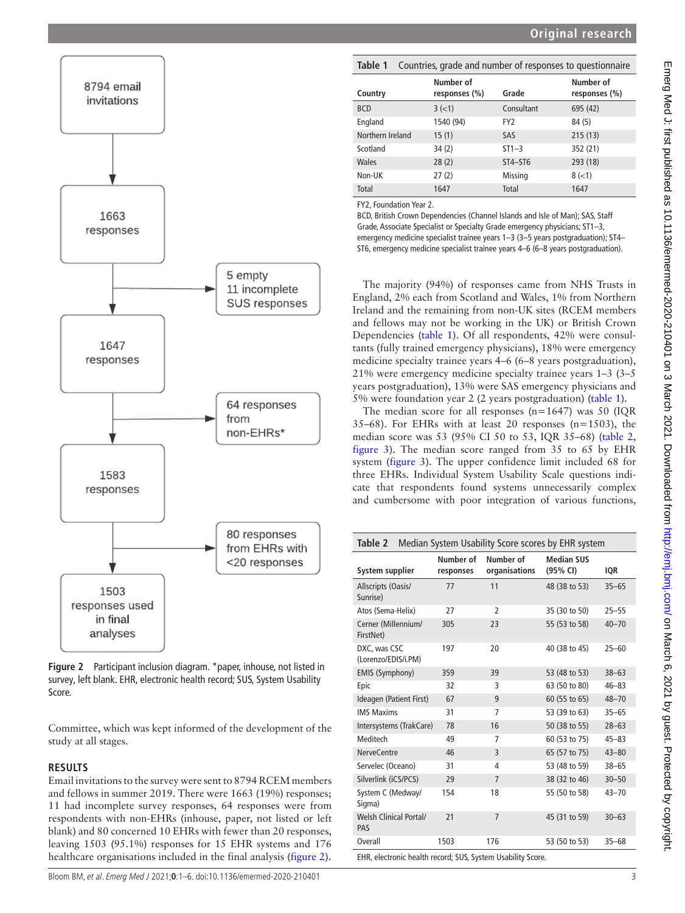8794 email invitations → 1663 responses → (5 empty, 11 incomplete SUS responses) → 1647 responses → (64 responses from non-EHRs*) → 1583 responses → (80 responses from EHRs with <20 responses) → 1503 responses used in final analyses

Figure 2 Participant inclusion diagram. *paper, inhouse, not listed in survey, left blank. EHR, electronic health record; SUS, System Usability Score.

Committee, which was kept informed of the development of the study at all stages.

## RESULTS

Email invitations to the survey were sent to 8794 RCEM members and fellows in summer 2019. There were 1663 (19%) responses; 11 had incomplete survey responses, 64 responses were from respondents with non-EHRs (inhouse, paper, not listed or left blank) and 80 concerned 10 EHRs with fewer than 20 responses, leaving 1503 (95.1%) responses for 15 EHR systems and 176 healthcare organisations included in the final analysis (figure 2).

**Table 1** Countries, grade and number of responses to questionnaire

| Country | Number of responses (%) | Grade | Number of responses (%) |
|---|---|---|---|
| BCD | 3 (<1) | Consultant | 695 (42) |
| England | 1540 (94) | FY2 | 84 (5) |
| Northern Ireland | 15 (1) | SAS | 215 (13) |
| Scotland | 34 (2) | ST1–3 | 352 (21) |
| Wales | 28 (2) | ST4–ST6 | 293 (18) |
| Non-UK | 27 (2) | Missing | 8 (<1) |
| Total | 1647 | Total | 1647 |

FY2, Foundation Year 2.
BCD, British Crown Dependencies (Channel Islands and Isle of Man); SAS, Staff Grade, Associate Specialist or Specialty Grade emergency physicians; ST1–3, emergency medicine specialist trainee years 1–3 (3–5 years postgraduation); ST4–ST6, emergency medicine specialist trainee years 4–6 (6–8 years postgraduation).

The majority (94%) of responses came from NHS Trusts in England, 2% each from Scotland and Wales, 1% from Northern Ireland and the remaining from non-UK sites (RCEM members and fellows may not be working in the UK) or British Crown Dependencies (table 1). Of all respondents, 42% were consultants (fully trained emergency physicians), 18% were emergency medicine specialty trainee years 4–6 (6–8 years postgraduation), 21% were emergency medicine specialty trainee years 1–3 (3–5 years postgraduation), 13% were SAS emergency physicians and 5% were foundation year 2 (2 years postgraduation) (table 1).

The median score for all responses (n=1647) was 50 (IQR 35–68). For EHRs with at least 20 responses (n=1503), the median score was 53 (95% CI 50 to 53, IQR 35–68) (table 2, figure 3). The median score ranged from 35 to 65 by EHR system (figure 3). The upper confidence limit included 68 for three EHRs. Individual System Usability Scale questions indicate that respondents found systems unnecessarily complex and cumbersome with poor integration of various functions,

**Table 2** Median System Usability Score scores by EHR system

| System supplier | Number of responses | Number of organisations | Median SUS (95% CI) | IQR |
|---|---|---|---|---|
| Allscripts (Oasis/Sunrise) | 77 | 11 | 48 (38 to 53) | 35–65 |
| Atos (Sema-Helix) | 27 | 2 | 35 (30 to 50) | 25–55 |
| Cerner (Millennium/FirstNet) | 305 | 23 | 55 (53 to 58) | 40–70 |
| DXC, was CSC (Lorenzo/EDIS/i.PM) | 197 | 20 | 40 (38 to 45) | 25–60 |
| EMIS (Symphony) | 359 | 39 | 53 (48 to 53) | 38–63 |
| Epic | 32 | 3 | 63 (50 to 80) | 46–83 |
| Ideagen (Patient First) | 67 | 9 | 60 (55 to 65) | 48–70 |
| IMS Maxims | 31 | 7 | 53 (39 to 63) | 35–65 |
| Intersystems (TrakCare) | 78 | 16 | 50 (38 to 55) | 28–63 |
| Meditech | 49 | 7 | 60 (53 to 75) | 45–83 |
| NerveCentre | 46 | 3 | 65 (57 to 75) | 43–80 |
| Servelec (Oceano) | 31 | 4 | 53 (48 to 59) | 38–65 |
| Silverlink (iCS/PCS) | 29 | 7 | 38 (32 to 46) | 30–50 |
| System C (Medway/Sigma) | 154 | 18 | 55 (50 to 58) | 43–70 |
| Welsh Clinical Portal/PAS | 21 | 7 | 45 (31 to 59) | 30–63 |
| Overall | 1503 | 176 | 53 (50 to 53) | 35–68 |

EHR, electronic health record; SUS, System Usability Score.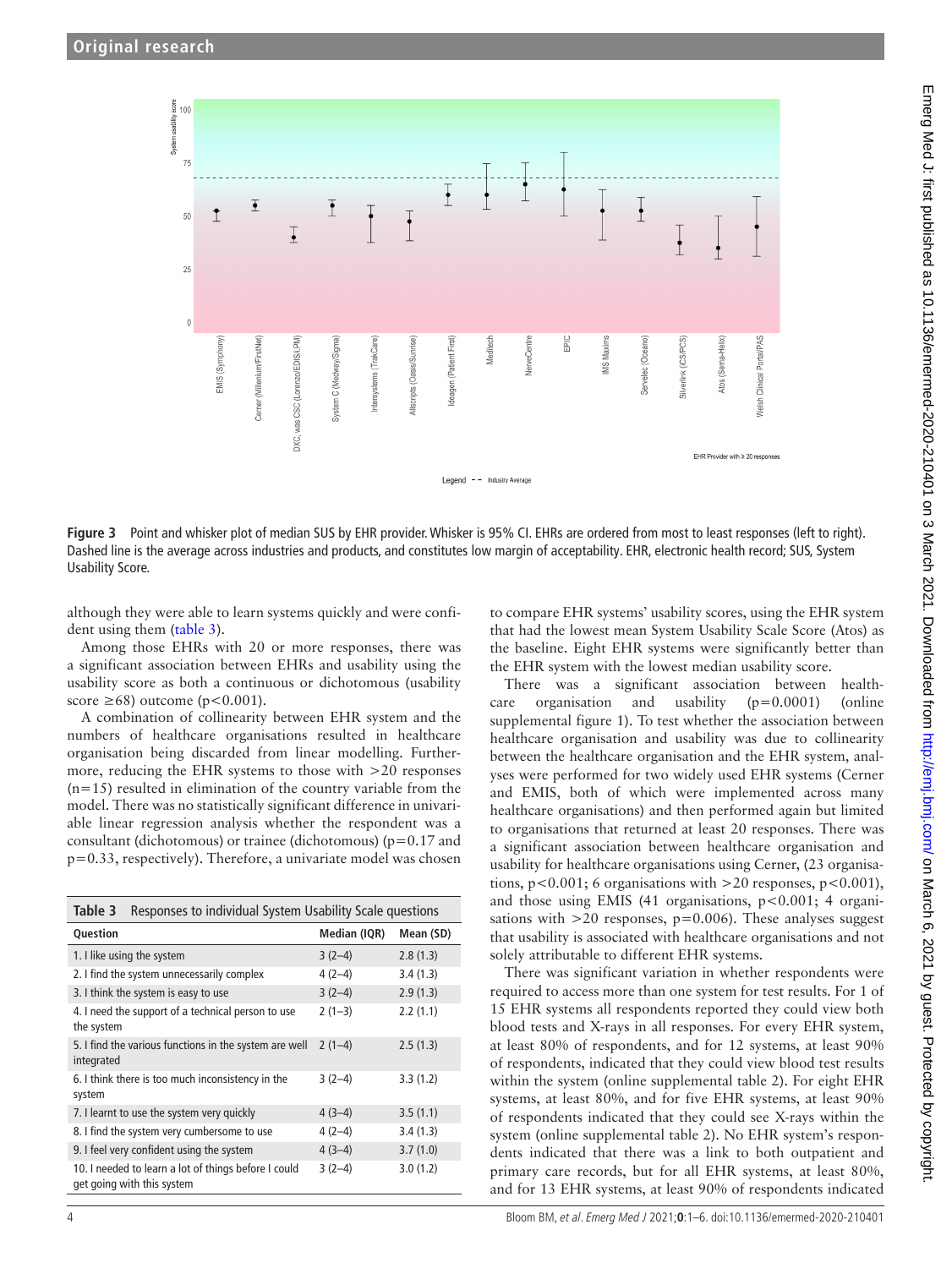Figure 3 Point and whisker plot of median SUS by EHR provider. Whisker is 95% CI. EHRs are ordered from most to least responses (left to right). Dashed line is the average across industries and products, and constitutes low margin of acceptability. EHR, electronic health record; SUS, System Usability Score.

although they were able to learn systems quickly and were confident using them (table 3).

Among those EHRs with 20 or more responses, there was a significant association between EHRs and usability using the usability score as both a continuous or dichotomous (usability score $\geq 68$) outcome ($p < 0.001$).

A combination of collinearity between EHR system and the numbers of healthcare organisations resulted in healthcare organisation being discarded from linear modelling. Furthermore, reducing the EHR systems to those with >20 responses (n=15) resulted in elimination of the country variable from the model. There was no statistically significant difference in univariable linear regression analysis whether the respondent was a consultant (dichotomous) or trainee (dichotomous) ($p=0.17$ and $p=0.33$, respectively). Therefore, a univariate model was chosen to compare EHR systems' usability scores, using the EHR system that had the lowest mean System Usability Scale Score (Atos) as the baseline. Eight EHR systems were significantly better than the EHR system with the lowest median usability score.

There was a significant association between healthcare organisation and usability ($p=0.0001$) (online supplemental figure 1). To test whether the association between healthcare organisation and usability was due to collinearity between the healthcare organisation and the EHR system, analyses were performed for two widely used EHR systems (Cerner and EMIS, both of which were implemented across many healthcare organisations) and then performed again but limited to organisations that returned at least 20 responses. There was a significant association between healthcare organisation and usability for healthcare organisations using Cerner, (23 organisations, $p<0.001$; 6 organisations with >20 responses, $p<0.001$), and those using EMIS (41 organisations, $p<0.001$; 4 organisations with >20 responses, $p=0.006$). These analyses suggest that usability is associated with healthcare organisations and not solely attributable to different EHR systems.

There was significant variation in whether respondents were required to access more than one system for test results. For 1 of 15 EHR systems all respondents reported they could view both blood tests and X-rays in all responses. For every EHR system, at least 80% of respondents, and for 12 systems, at least 90% of respondents, indicated that they could view blood test results within the system (online supplemental table 2). For eight EHR systems, at least 80%, and for five EHR systems, at least 90% of respondents indicated that they could see X-rays within the system (online supplemental table 2). No EHR system's respondents indicated that there was a link to both outpatient and primary care records, but for all EHR systems, at least 80%, and for 13 EHR systems, at least 90% of respondents indicated

**Table 3** Responses to individual System Usability Scale questions

| Question | Median (IQR) | Mean (SD) |
|---|---|---|
| 1. I like using the system | 3 (2–4) | 2.8 (1.3) |
| 2. I find the system unnecessarily complex | 4 (2–4) | 3.4 (1.3) |
| 3. I think the system is easy to use | 3 (2–4) | 2.9 (1.3) |
| 4. I need the support of a technical person to use the system | 2 (1–3) | 2.2 (1.1) |
| 5. I find the various functions in the system are well integrated | 2 (1–4) | 2.5 (1.3) |
| 6. I think there is too much inconsistency in the system | 3 (2–4) | 3.3 (1.2) |
| 7. I learnt to use the system very quickly | 4 (3–4) | 3.5 (1.1) |
| 8. I find the system very cumbersome to use | 4 (2–4) | 3.4 (1.3) |
| 9. I feel very confident using the system | 4 (3–4) | 3.7 (1.0) |
| 10. I needed to learn a lot of things before I could get going with this system | 3 (2–4) | 3.0 (1.2) |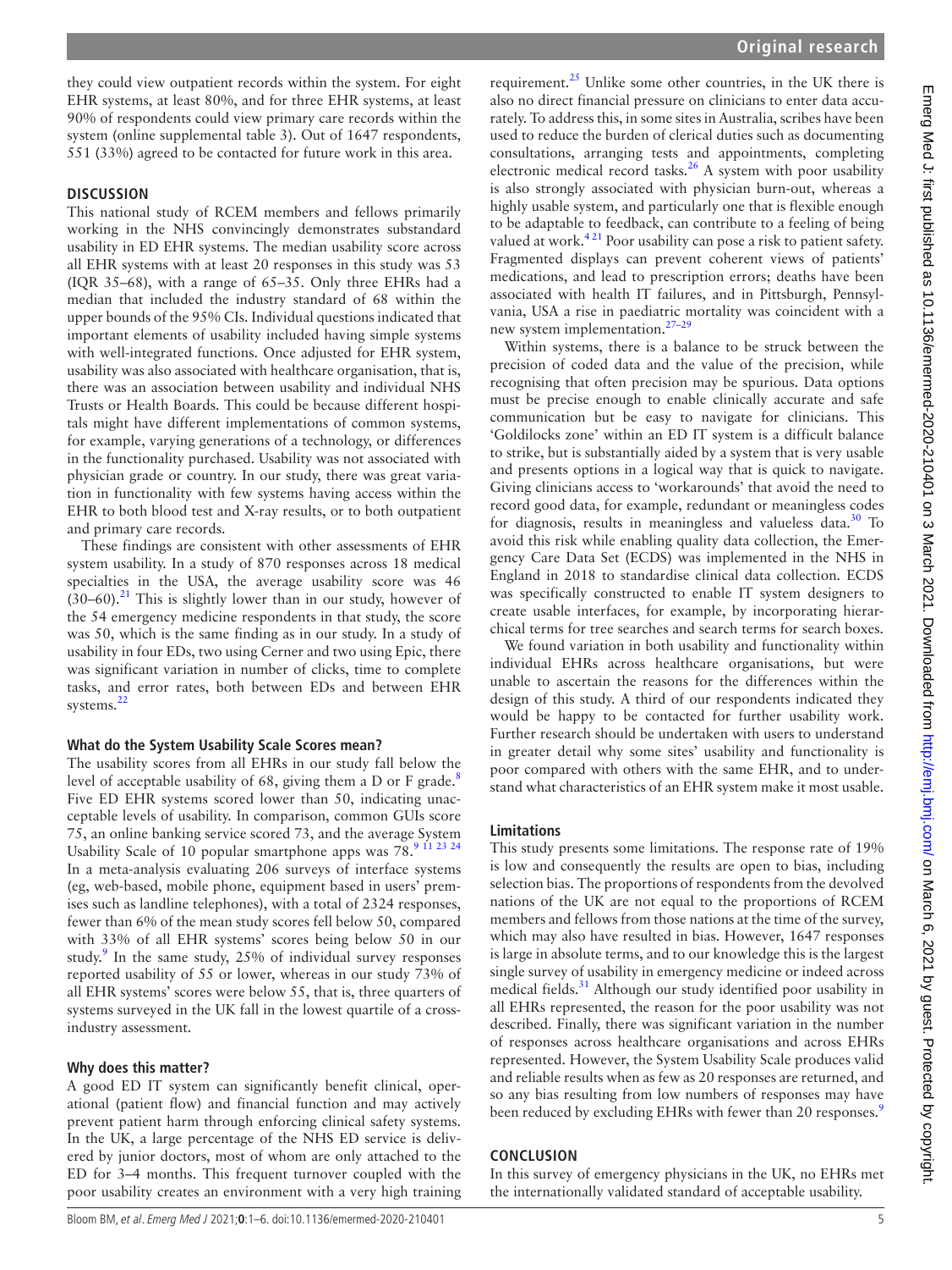they could view outpatient records within the system. For eight EHR systems, at least 80%, and for three EHR systems, at least 90% of respondents could view primary care records within the system (online supplemental table 3). Out of 1647 respondents, 551 (33%) agreed to be contacted for future work in this area.

## DISCUSSION

This national study of RCEM members and fellows primarily working in the NHS convincingly demonstrates substandard usability in ED EHR systems. The median usability score across all EHR systems with at least 20 responses in this study was 53 (IQR 35–68), with a range of 65–35. Only three EHRs had a median that included the industry standard of 68 within the upper bounds of the 95% CIs. Individual questions indicated that important elements of usability included having simple systems with well-integrated functions. Once adjusted for EHR system, usability was also associated with healthcare organisation, that is, there was an association between usability and individual NHS Trusts or Health Boards. This could be because different hospitals might have different implementations of common systems, for example, varying generations of a technology, or differences in the functionality purchased. Usability was not associated with physician grade or country. In our study, there was great variation in functionality with few systems having access within the EHR to both blood test and X-ray results, or to both outpatient and primary care records.

These findings are consistent with other assessments of EHR system usability. In a study of 870 responses across 18 medical specialties in the USA, the average usability score was 46 (30–60).[21] This is slightly lower than in our study, however of the 54 emergency medicine respondents in that study, the score was 50, which is the same finding as in our study. In a study of usability in four EDs, two using Cerner and two using Epic, there was significant variation in number of clicks, time to complete tasks, and error rates, both between EDs and between EHR systems.[22]

### What do the System Usability Scale Scores mean?

The usability scores from all EHRs in our study fall below the level of acceptable usability of 68, giving them a D or F grade.[8] Five ED EHR systems scored lower than 50, indicating unacceptable levels of usability. In comparison, common GUIs score 75, an online banking service scored 73, and the average System Usability Scale of 10 popular smartphone apps was 78.[9 11 23 24] In a meta-analysis evaluating 206 surveys of interface systems (eg, web-based, mobile phone, equipment based in users' premises such as landline telephones), with a total of 2324 responses, fewer than 6% of the mean study scores fell below 50, compared with 33% of all EHR systems' scores being below 50 in our study.[9] In the same study, 25% of individual survey responses reported usability of 55 or lower, whereas in our study 73% of all EHR systems' scores were below 55, that is, three quarters of systems surveyed in the UK fall in the lowest quartile of a cross-industry assessment.

### Why does this matter?

A good ED IT system can significantly benefit clinical, operational (patient flow) and financial function and may actively prevent patient harm through enforcing clinical safety systems. In the UK, a large percentage of the NHS ED service is delivered by junior doctors, most of whom are only attached to the ED for 3–4 months. This frequent turnover coupled with the poor usability creates an environment with a very high training requirement.[25] Unlike some other countries, in the UK there is also no direct financial pressure on clinicians to enter data accurately. To address this, in some sites in Australia, scribes have been used to reduce the burden of clerical duties such as documenting consultations, arranging tests and appointments, completing electronic medical record tasks.[26] A system with poor usability is also strongly associated with physician burn-out, whereas a highly usable system, and particularly one that is flexible enough to be adaptable to feedback, can contribute to a feeling of being valued at work.[4 21] Poor usability can pose a risk to patient safety. Fragmented displays can prevent coherent views of patients' medications, and lead to prescription errors; deaths have been associated with health IT failures, and in Pittsburgh, Pennsylvania, USA a rise in paediatric mortality was coincident with a new system implementation.[27–29]

Within systems, there is a balance to be struck between the precision of coded data and the value of the precision, while recognising that often precision may be spurious. Data options must be precise enough to enable clinically accurate and safe communication but be easy to navigate for clinicians. This 'Goldilocks zone' within an ED IT system is a difficult balance to strike, but is substantially aided by a system that is very usable and presents options in a logical way that is quick to navigate. Giving clinicians access to 'workarounds' that avoid the need to record good data, for example, redundant or meaningless codes for diagnosis, results in meaningless and valueless data.[30] To avoid this risk while enabling quality data collection, the Emergency Care Data Set (ECDS) was implemented in the NHS in England in 2018 to standardise clinical data collection. ECDS was specifically constructed to enable IT system designers to create usable interfaces, for example, by incorporating hierarchical terms for tree searches and search terms for search boxes.

We found variation in both usability and functionality within individual EHRs across healthcare organisations, but were unable to ascertain the reasons for the differences within the design of this study. A third of our respondents indicated they would be happy to be contacted for further usability work. Further research should be undertaken with users to understand in greater detail why some sites' usability and functionality is poor compared with others with the same EHR, and to understand what characteristics of an EHR system make it most usable.

### Limitations

This study presents some limitations. The response rate of 19% is low and consequently the results are open to bias, including selection bias. The proportions of respondents from the devolved nations of the UK are not equal to the proportions of RCEM members and fellows from those nations at the time of the survey, which may also have resulted in bias. However, 1647 responses is large in absolute terms, and to our knowledge this is the largest single survey of usability in emergency medicine or indeed across medical fields.[31] Although our study identified poor usability in all EHRs represented, the reason for the poor usability was not described. Finally, there was significant variation in the number of responses across healthcare organisations and across EHRs represented. However, the System Usability Scale produces valid and reliable results when as few as 20 responses are returned, and so any bias resulting from low numbers of responses may have been reduced by excluding EHRs with fewer than 20 responses.[9]

## CONCLUSION

In this survey of emergency physicians in the UK, no EHRs met the internationally validated standard of acceptable usability.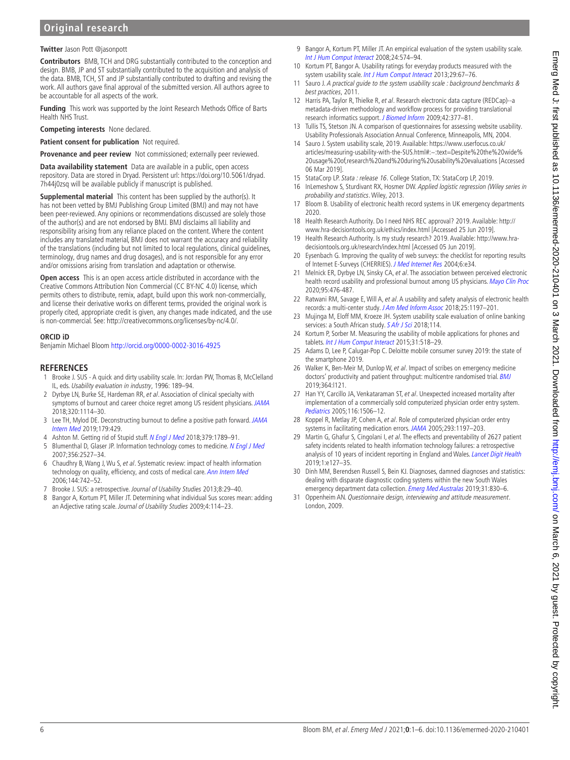**Twitter** Jason Pott @jasonpott

**Contributors** BMB, TCH and DRG substantially contributed to the conception and design. BMB, JP and ST substantially contributed to the acquisition and analysis of the data. BMB, TCH, ST and JP substantially contributed to drafting and revising the work. All authors gave final approval of the submitted version. All authors agree to be accountable for all aspects of the work.

**Funding** This work was supported by the Joint Research Methods Office of Barts Health NHS Trust.

**Competing interests** None declared.

**Patient consent for publication** Not required.

**Provenance and peer review** Not commissioned; externally peer reviewed.

**Data availability statement** Data are available in a public, open access repository. Data are stored in Dryad. Persistent url: https://doi.org/10.5061/dryad.7h44j0zsq will be available publicly if manuscript is published.

**Supplemental material** This content has been supplied by the author(s). It has not been vetted by BMJ Publishing Group Limited (BMJ) and may not have been peer-reviewed. Any opinions or recommendations discussed are solely those of the author(s) and are not endorsed by BMJ. BMJ disclaims all liability and responsibility arising from any reliance placed on the content. Where the content includes any translated material, BMJ does not warrant the accuracy and reliability of the translations (including but not limited to local regulations, clinical guidelines, terminology, drug names and drug dosages), and is not responsible for any error and/or omissions arising from translation and adaptation or otherwise.

**Open access** This is an open access article distributed in accordance with the Creative Commons Attribution Non Commercial (CC BY-NC 4.0) license, which permits others to distribute, remix, adapt, build upon this work non-commercially, and license their derivative works on different terms, provided the original work is properly cited, appropriate credit is given, any changes made indicated, and the use is non-commercial. See: http://creativecommons.org/licenses/by-nc/4.0/.

### ORCID iD

Benjamin Michael Bloom http://orcid.org/0000-0002-3016-4925

## REFERENCES

1. Brooke J. SUS - A quick and dirty usability scale. In: Jordan PW, Thomas B, McClelland IL, eds. *Usability evaluation in industry*, 1996: 189–94.
2. Dyrbye LN, Burke SE, Hardeman RR, *et al*. Association of clinical specialty with symptoms of burnout and career choice regret among US resident physicians. *JAMA* 2018;320:1114–30.
3. Lee TH, Mylod DE. Deconstructing burnout to define a positive path forward. *JAMA Intern Med* 2019;179:429.
4. Ashton M. Getting rid of Stupid stuff. *N Engl J Med* 2018;379:1789–91.
5. Blumenthal D, Glaser JP. Information technology comes to medicine. *N Engl J Med* 2007;356:2527–34.
6. Chaudhry B, Wang J, Wu S, *et al*. Systematic review: impact of health information technology on quality, efficiency, and costs of medical care. *Ann Intern Med* 2006;144:742–52.
7. Brooke J. SUS: a retrospective. *Journal of Usability Studies* 2013;8:29–40.
8. Bangor A, Kortum PT, Miller JT. Determining what individual Sus scores mean: adding an Adjective rating scale. *Journal of Usability Studies* 2009;4:114–23.
9. Bangor A, Kortum PT, Miller JT. An empirical evaluation of the system usability scale. *Int J Hum Comput Interact* 2008;24:574–94.
10. Kortum PT, Bangor A. Usability ratings for everyday products measured with the system usability scale. *Int J Hum Comput Interact* 2013;29:67–76.
11. Sauro J. *A practical guide to the system usability scale : background benchmarks & best practices*, 2011.
12. Harris PA, Taylor R, Thielke R, *et al*. Research electronic data capture (REDCap)--a metadata-driven methodology and workflow process for providing translational research informatics support. *J Biomed Inform* 2009;42:377–81.
13. Tullis TS, Stetson JN. A comparison of questionnaires for assessing website usability. Usability Professionals Association Annual Conference, Minneapolis, MN, 2004.
14. Sauro J. System usability scale, 2019. Available: https://www.userfocus.co.uk/articles/measuring-usability-with-the-SUS.html#:~:text=Despite%20the%20wide%20usage%20of,research%20and%20during%20usability%20evaluations [Accessed 06 Mar 2019].
15. StataCorp LP. *Stata : release 16*. College Station, TX: StataCorp LP, 2019.
16. InLemeshow S, Sturdivant RX, Hosmer DW. *Applied logistic regression (Wiley series in probability and statistics*. Wiley, 2013.
17. Bloom B. Usability of electronic health record systems in UK emergency departments 2020.
18. Health Research Authority. Do I need NHS REC approval? 2019. Available: http://www.hra-decisiontools.org.uk/ethics/index.html [Accessed 25 Jun 2019].
19. Health Research Authority. Is my study research? 2019. Available: http://www.hra-decisiontools.org.uk/research/index.html [Accessed 05 Jun 2019].
20. Eysenbach G. Improving the quality of web surveys: the checklist for reporting results of Internet E-Surveys (CHERRIES). *J Med Internet Res* 2004;6:e34.
21. Melnick ER, Dyrbye LN, Sinsky CA, *et al*. The association between perceived electronic health record usability and professional burnout among US physicians. *Mayo Clin Proc* 2020;95:476-487.
22. Ratwani RM, Savage E, Will A, *et al*. A usability and safety analysis of electronic health records: a multi-center study. *J Am Med Inform Assoc* 2018;25:1197–201.
23. Mujinga M, Eloff MM, Kroeze JH. System usability scale evaluation of online banking services: a South African study. *S Afr J Sci* 2018;114.
24. Kortum P, Sorber M. Measuring the usability of mobile applications for phones and tablets. *Int J Hum Comput Interact* 2015;31:518–29.
25. Adams D, Lee P, Calugar-Pop C. Deloitte mobile consumer survey 2019: the state of the smartphone 2019.
26. Walker K, Ben-Meir M, Dunlop W, *et al*. Impact of scribes on emergency medicine doctors' productivity and patient throughput: multicentre randomised trial. *BMJ* 2019;364:l121.
27. Han YY, Carcillo JA, Venkataraman ST, *et al*. Unexpected increased mortality after implementation of a commercially sold computerized physician order entry system. *Pediatrics* 2005;116:1506–12.
28. Koppel R, Metlay JP, Cohen A, *et al*. Role of computerized physician order entry systems in facilitating medication errors. *JAMA* 2005;293:1197–203.
29. Martin G, Ghafur S, Cingolani I, *et al*. The effects and preventability of 2627 patient safety incidents related to health information technology failures: a retrospective analysis of 10 years of incident reporting in England and Wales. *Lancet Digit Health* 2019;1:e127–35.
30. Dinh MM, Berendsen Russell S, Bein KJ. Diagnoses, damned diagnoses and statistics: dealing with disparate diagnostic coding systems within the new South Wales emergency department data collection. *Emerg Med Australas* 2019;31:830–6.
31. Oppenheim AN. *Questionnaire design, interviewing and attitude measurement*. London, 2009.